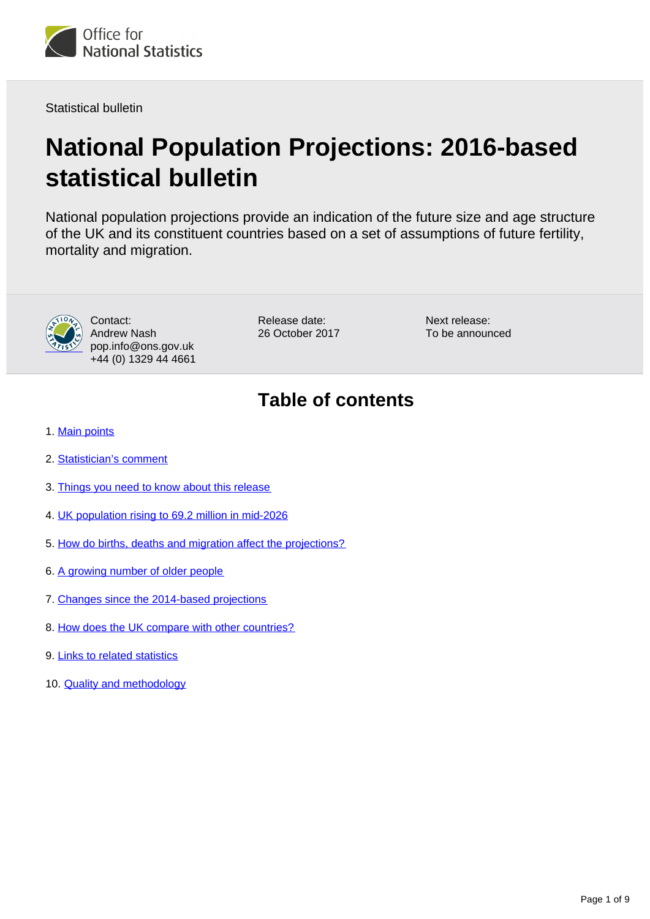Office for National Statistics

Statistical bulletin

# National Population Projections: 2016-based statistical bulletin

National population projections provide an indication of the future size and age structure of the UK and its constituent countries based on a set of assumptions of future fertility, mortality and migration.

Contact:
Andrew Nash
pop.info@ons.gov.uk
+44 (0) 1329 44 4661

Release date:
26 October 2017

Next release:
To be announced

## Table of contents

1. Main points
2. Statistician's comment
3. Things you need to know about this release
4. UK population rising to 69.2 million in mid-2026
5. How do births, deaths and migration affect the projections?
6. A growing number of older people
7. Changes since the 2014-based projections
8. How does the UK compare with other countries?
9. Links to related statistics
10. Quality and methodology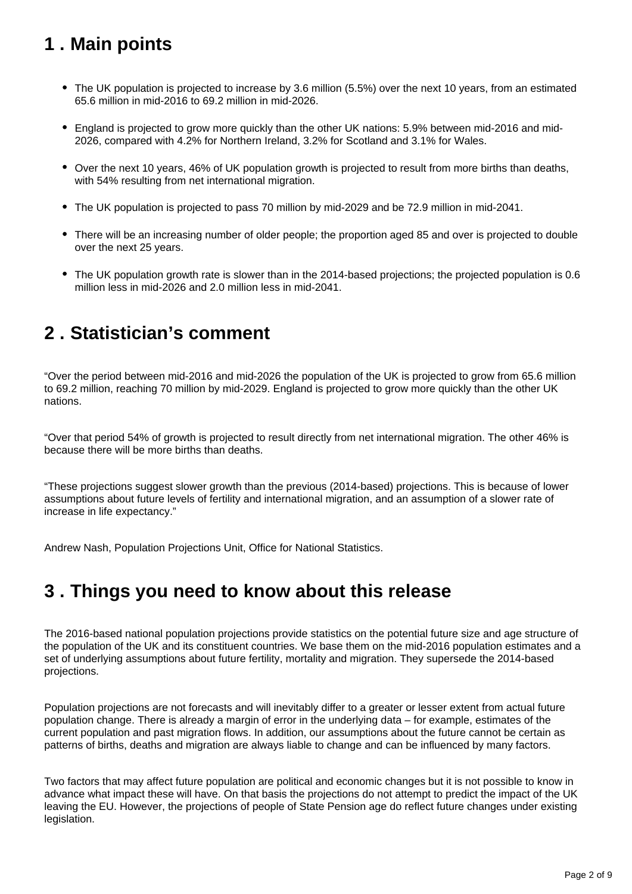## 1 . Main points

- The UK population is projected to increase by 3.6 million (5.5%) over the next 10 years, from an estimated 65.6 million in mid-2016 to 69.2 million in mid-2026.
- England is projected to grow more quickly than the other UK nations: 5.9% between mid-2016 and mid-2026, compared with 4.2% for Northern Ireland, 3.2% for Scotland and 3.1% for Wales.
- Over the next 10 years, 46% of UK population growth is projected to result from more births than deaths, with 54% resulting from net international migration.
- The UK population is projected to pass 70 million by mid-2029 and be 72.9 million in mid-2041.
- There will be an increasing number of older people; the proportion aged 85 and over is projected to double over the next 25 years.
- The UK population growth rate is slower than in the 2014-based projections; the projected population is 0.6 million less in mid-2026 and 2.0 million less in mid-2041.

## 2 . Statistician's comment

"Over the period between mid-2016 and mid-2026 the population of the UK is projected to grow from 65.6 million to 69.2 million, reaching 70 million by mid-2029. England is projected to grow more quickly than the other UK nations.

"Over that period 54% of growth is projected to result directly from net international migration. The other 46% is because there will be more births than deaths.

"These projections suggest slower growth than the previous (2014-based) projections. This is because of lower assumptions about future levels of fertility and international migration, and an assumption of a slower rate of increase in life expectancy."

Andrew Nash, Population Projections Unit, Office for National Statistics.

## 3 . Things you need to know about this release

The 2016-based national population projections provide statistics on the potential future size and age structure of the population of the UK and its constituent countries. We base them on the mid-2016 population estimates and a set of underlying assumptions about future fertility, mortality and migration. They supersede the 2014-based projections.

Population projections are not forecasts and will inevitably differ to a greater or lesser extent from actual future population change. There is already a margin of error in the underlying data – for example, estimates of the current population and past migration flows. In addition, our assumptions about the future cannot be certain as patterns of births, deaths and migration are always liable to change and can be influenced by many factors.

Two factors that may affect future population are political and economic changes but it is not possible to know in advance what impact these will have. On that basis the projections do not attempt to predict the impact of the UK leaving the EU. However, the projections of people of State Pension age do reflect future changes under existing legislation.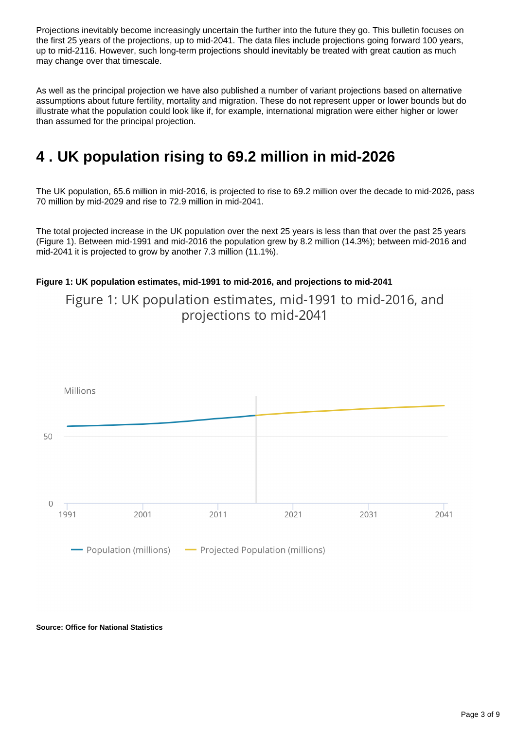Projections inevitably become increasingly uncertain the further into the future they go. This bulletin focuses on the first 25 years of the projections, up to mid-2041. The data files include projections going forward 100 years, up to mid-2116. However, such long-term projections should inevitably be treated with great caution as much may change over that timescale.

As well as the principal projection we have also published a number of variant projections based on alternative assumptions about future fertility, mortality and migration. These do not represent upper or lower bounds but do illustrate what the population could look like if, for example, international migration were either higher or lower than assumed for the principal projection.

## 4 . UK population rising to 69.2 million in mid-2026

The UK population, 65.6 million in mid-2016, is projected to rise to 69.2 million over the decade to mid-2026, pass 70 million by mid-2029 and rise to 72.9 million in mid-2041.

The total projected increase in the UK population over the next 25 years is less than that over the past 25 years (Figure 1). Between mid-1991 and mid-2016 the population grew by 8.2 million (14.3%); between mid-2016 and mid-2041 it is projected to grow by another 7.3 million (11.1%).

**Figure 1: UK population estimates, mid-1991 to mid-2016, and projections to mid-2041**

Figure 1: UK population estimates, mid-1991 to mid-2016, and projections to mid-2041

Millions

Population (millions) — Projected Population (millions)

**Source: Office for National Statistics**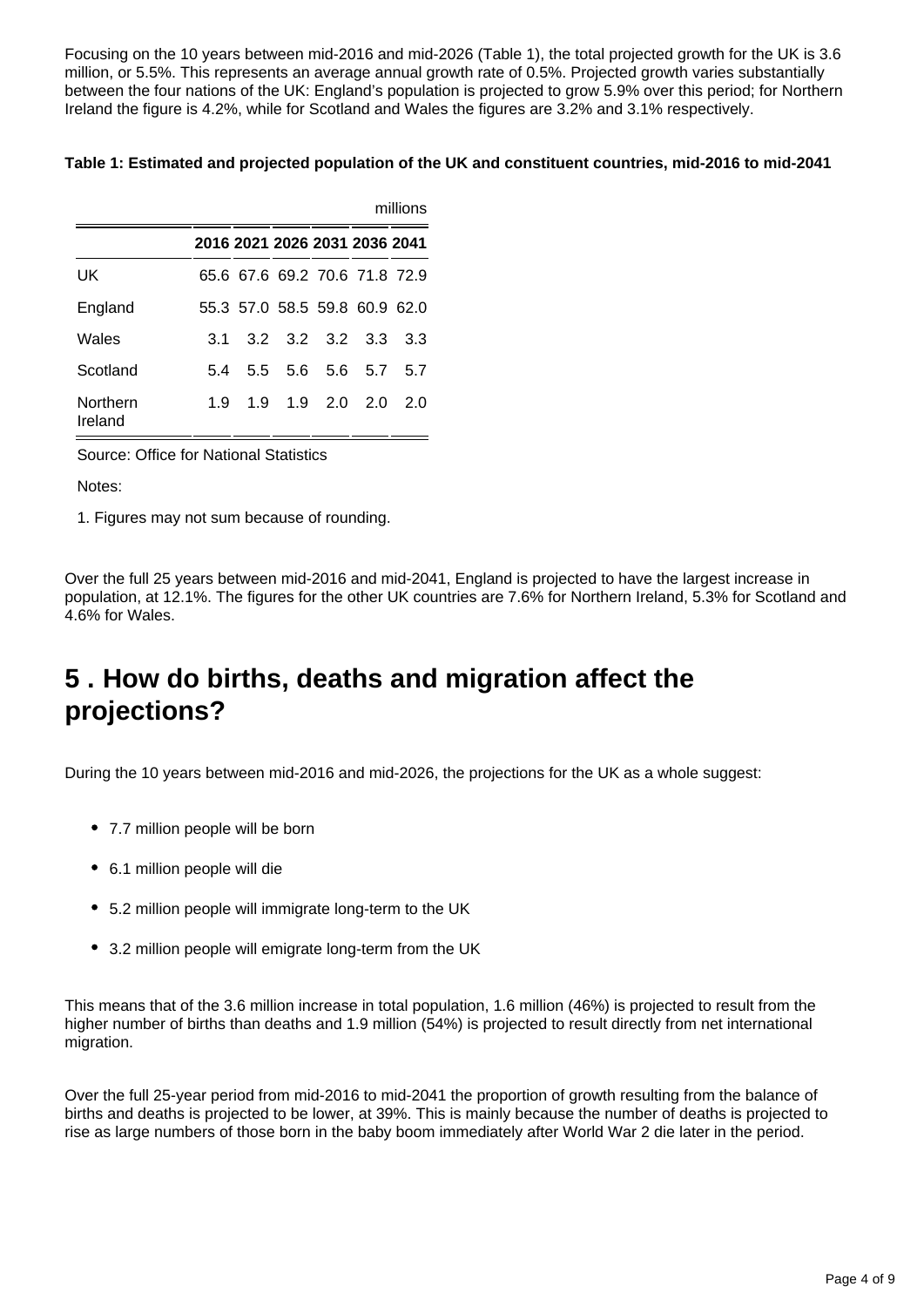Focusing on the 10 years between mid-2016 and mid-2026 (Table 1), the total projected growth for the UK is 3.6 million, or 5.5%. This represents an average annual growth rate of 0.5%. Projected growth varies substantially between the four nations of the UK: England's population is projected to grow 5.9% over this period; for Northern Ireland the figure is 4.2%, while for Scotland and Wales the figures are 3.2% and 3.1% respectively.

**Table 1: Estimated and projected population of the UK and constituent countries, mid-2016 to mid-2041**

millions

| | 2016 | 2021 | 2026 | 2031 | 2036 | 2041 |
|---|---|---|---|---|---|---|
| UK | 65.6 | 67.6 | 69.2 | 70.6 | 71.8 | 72.9 |
| England | 55.3 | 57.0 | 58.5 | 59.8 | 60.9 | 62.0 |
| Wales | 3.1 | 3.2 | 3.2 | 3.2 | 3.3 | 3.3 |
| Scotland | 5.4 | 5.5 | 5.6 | 5.6 | 5.7 | 5.7 |
| Northern Ireland | 1.9 | 1.9 | 1.9 | 2.0 | 2.0 | 2.0 |

Source: Office for National Statistics

Notes:

1. Figures may not sum because of rounding.

Over the full 25 years between mid-2016 and mid-2041, England is projected to have the largest increase in population, at 12.1%. The figures for the other UK countries are 7.6% for Northern Ireland, 5.3% for Scotland and 4.6% for Wales.

## 5 . How do births, deaths and migration affect the projections?

During the 10 years between mid-2016 and mid-2026, the projections for the UK as a whole suggest:

- 7.7 million people will be born
- 6.1 million people will die
- 5.2 million people will immigrate long-term to the UK
- 3.2 million people will emigrate long-term from the UK

This means that of the 3.6 million increase in total population, 1.6 million (46%) is projected to result from the higher number of births than deaths and 1.9 million (54%) is projected to result directly from net international migration.

Over the full 25-year period from mid-2016 to mid-2041 the proportion of growth resulting from the balance of births and deaths is projected to be lower, at 39%. This is mainly because the number of deaths is projected to rise as large numbers of those born in the baby boom immediately after World War 2 die later in the period.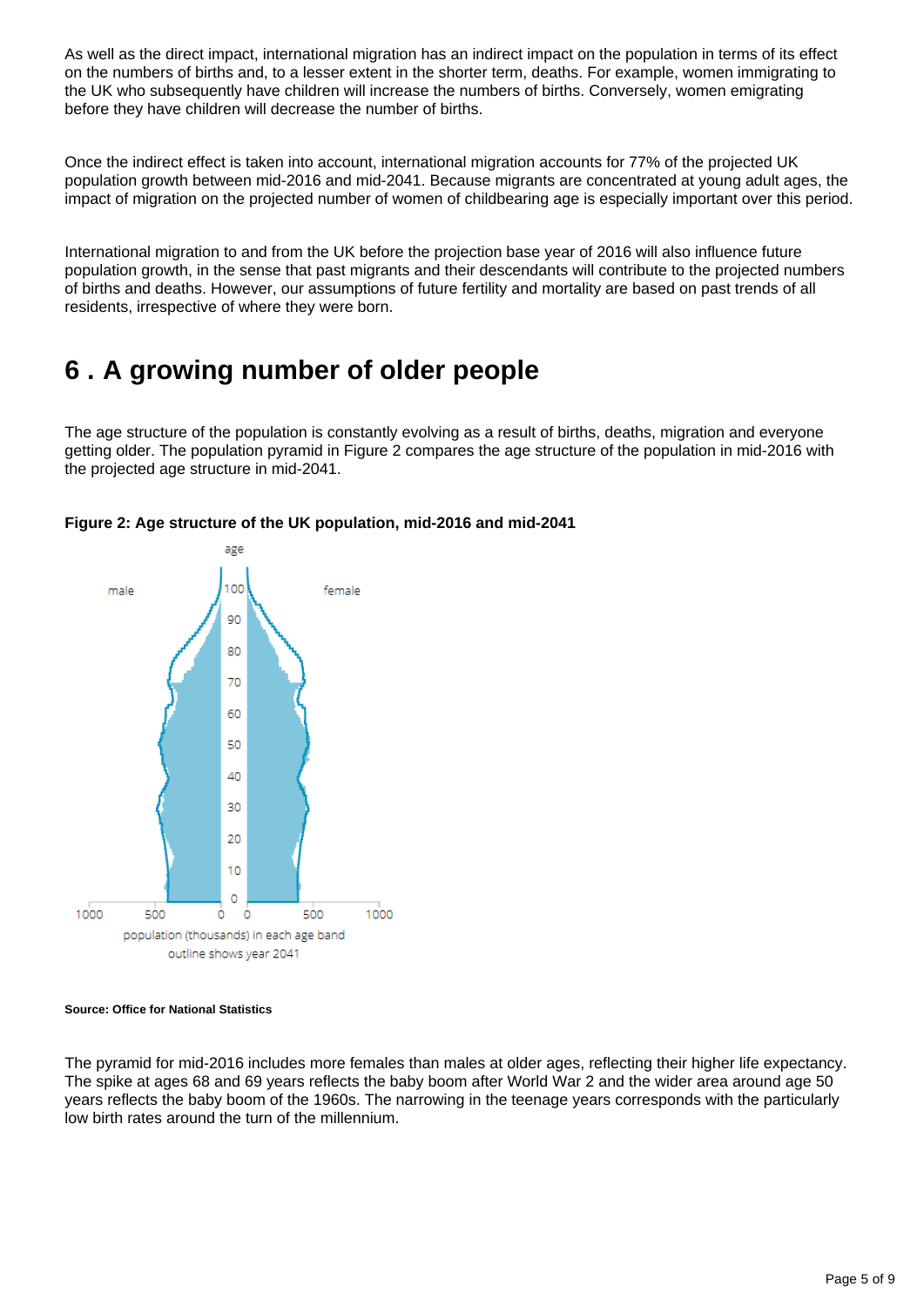As well as the direct impact, international migration has an indirect impact on the population in terms of its effect on the numbers of births and, to a lesser extent in the shorter term, deaths. For example, women immigrating to the UK who subsequently have children will increase the numbers of births. Conversely, women emigrating before they have children will decrease the number of births.

Once the indirect effect is taken into account, international migration accounts for 77% of the projected UK population growth between mid-2016 and mid-2041. Because migrants are concentrated at young adult ages, the impact of migration on the projected number of women of childbearing age is especially important over this period.

International migration to and from the UK before the projection base year of 2016 will also influence future population growth, in the sense that past migrants and their descendants will contribute to the projected numbers of births and deaths. However, our assumptions of future fertility and mortality are based on past trends of all residents, irrespective of where they were born.

## 6 . A growing number of older people

The age structure of the population is constantly evolving as a result of births, deaths, migration and everyone getting older. The population pyramid in Figure 2 compares the age structure of the population in mid-2016 with the projected age structure in mid-2041.

**Figure 2: Age structure of the UK population, mid-2016 and mid-2041**

**Source: Office for National Statistics**

The pyramid for mid-2016 includes more females than males at older ages, reflecting their higher life expectancy. The spike at ages 68 and 69 years reflects the baby boom after World War 2 and the wider area around age 50 years reflects the baby boom of the 1960s. The narrowing in the teenage years corresponds with the particularly low birth rates around the turn of the millennium.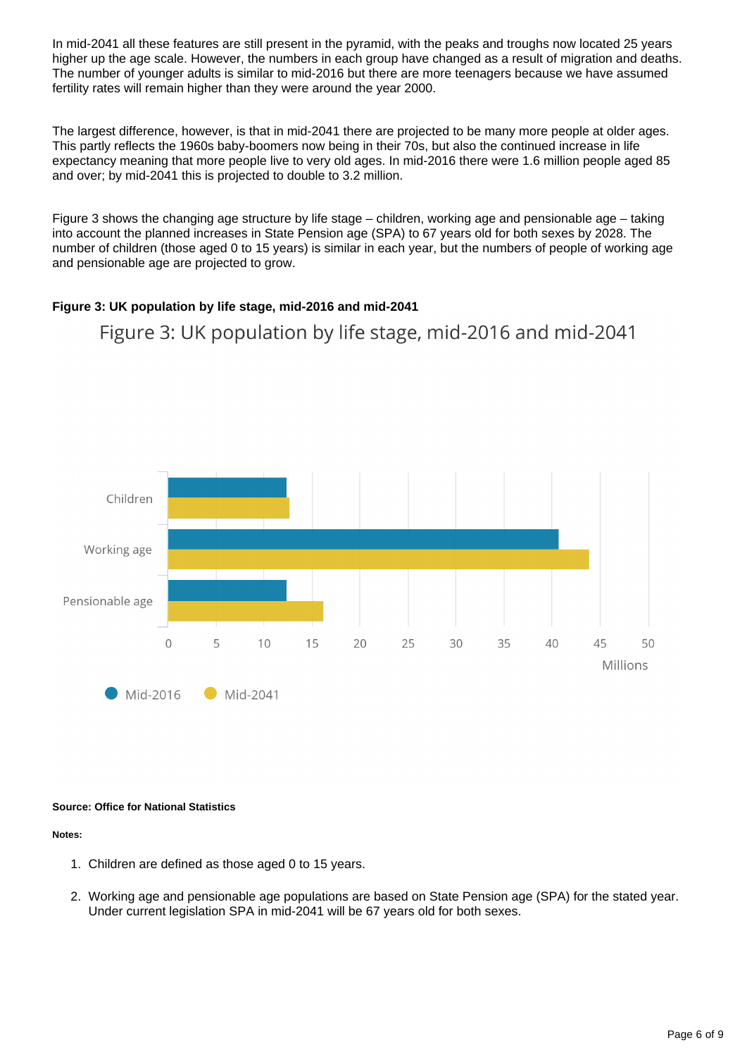In mid-2041 all these features are still present in the pyramid, with the peaks and troughs now located 25 years higher up the age scale. However, the numbers in each group have changed as a result of migration and deaths. The number of younger adults is similar to mid-2016 but there are more teenagers because we have assumed fertility rates will remain higher than they were around the year 2000.

The largest difference, however, is that in mid-2041 there are projected to be many more people at older ages. This partly reflects the 1960s baby-boomers now being in their 70s, but also the continued increase in life expectancy meaning that more people live to very old ages. In mid-2016 there were 1.6 million people aged 85 and over; by mid-2041 this is projected to double to 3.2 million.

Figure 3 shows the changing age structure by life stage – children, working age and pensionable age – taking into account the planned increases in State Pension age (SPA) to 67 years old for both sexes by 2028. The number of children (those aged 0 to 15 years) is similar in each year, but the numbers of people of working age and pensionable age are projected to grow.

**Figure 3: UK population by life stage, mid-2016 and mid-2041**

Figure 3: UK population by life stage, mid-2016 and mid-2041

Children, Working age, Pensionable age

0 5 10 15 20 25 30 35 40 45 50

Millions

Mid-2016 Mid-2041

**Source: Office for National Statistics**

**Notes:**

1. Children are defined as those aged 0 to 15 years.
2. Working age and pensionable age populations are based on State Pension age (SPA) for the stated year. Under current legislation SPA in mid-2041 will be 67 years old for both sexes.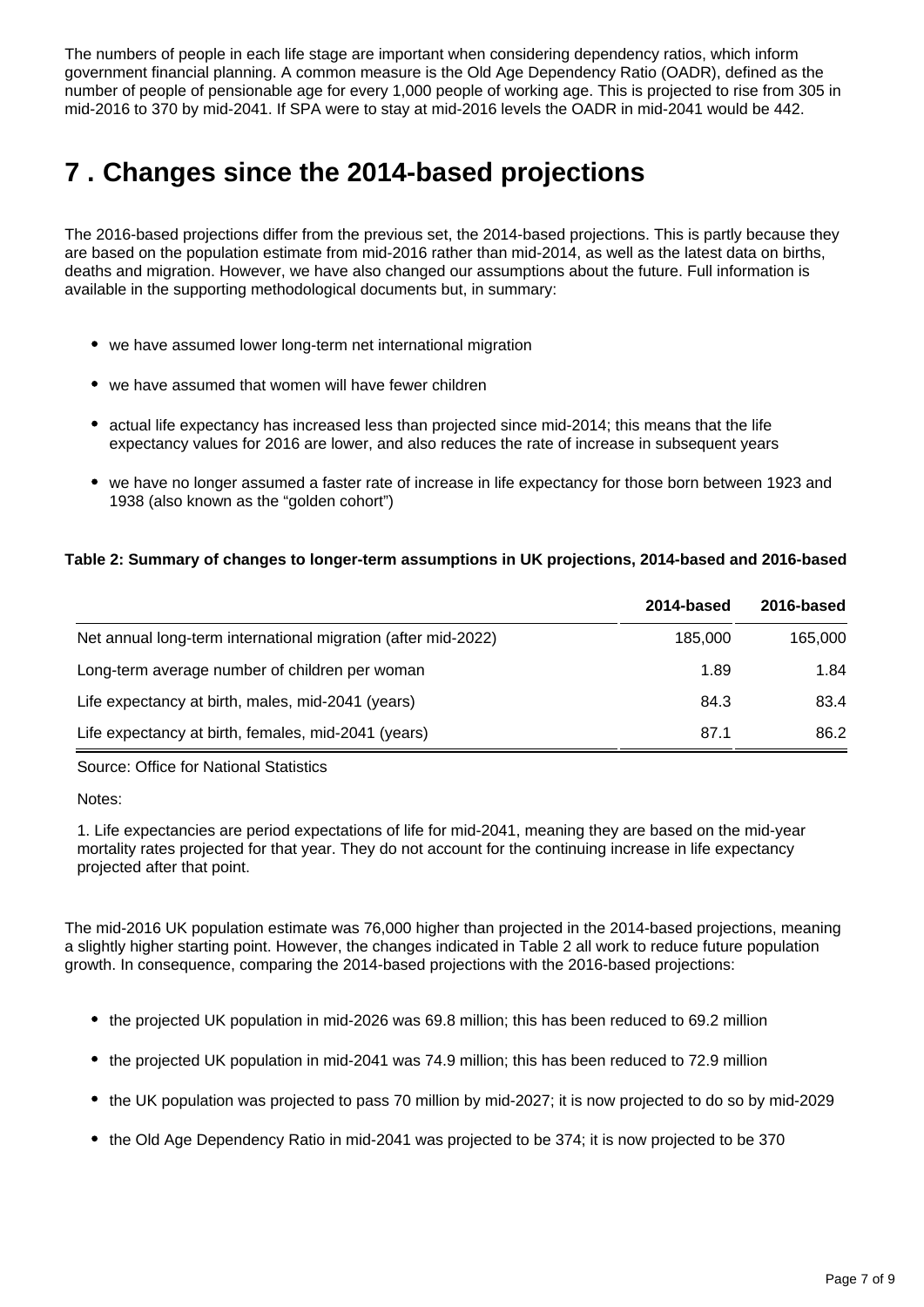The numbers of people in each life stage are important when considering dependency ratios, which inform government financial planning. A common measure is the Old Age Dependency Ratio (OADR), defined as the number of people of pensionable age for every 1,000 people of working age. This is projected to rise from 305 in mid-2016 to 370 by mid-2041. If SPA were to stay at mid-2016 levels the OADR in mid-2041 would be 442.

## 7 . Changes since the 2014-based projections

The 2016-based projections differ from the previous set, the 2014-based projections. This is partly because they are based on the population estimate from mid-2016 rather than mid-2014, as well as the latest data on births, deaths and migration. However, we have also changed our assumptions about the future. Full information is available in the supporting methodological documents but, in summary:

- we have assumed lower long-term net international migration
- we have assumed that women will have fewer children
- actual life expectancy has increased less than projected since mid-2014; this means that the life expectancy values for 2016 are lower, and also reduces the rate of increase in subsequent years
- we have no longer assumed a faster rate of increase in life expectancy for those born between 1923 and 1938 (also known as the “golden cohort”)

**Table 2: Summary of changes to longer-term assumptions in UK projections, 2014-based and 2016-based**

| | 2014-based | 2016-based |
|---|---|---|
| Net annual long-term international migration (after mid-2022) | 185,000 | 165,000 |
| Long-term average number of children per woman | 1.89 | 1.84 |
| Life expectancy at birth, males, mid-2041 (years) | 84.3 | 83.4 |
| Life expectancy at birth, females, mid-2041 (years) | 87.1 | 86.2 |

Source: Office for National Statistics

Notes:

1. Life expectancies are period expectations of life for mid-2041, meaning they are based on the mid-year mortality rates projected for that year. They do not account for the continuing increase in life expectancy projected after that point.

The mid-2016 UK population estimate was 76,000 higher than projected in the 2014-based projections, meaning a slightly higher starting point. However, the changes indicated in Table 2 all work to reduce future population growth. In consequence, comparing the 2014-based projections with the 2016-based projections:

- the projected UK population in mid-2026 was 69.8 million; this has been reduced to 69.2 million
- the projected UK population in mid-2041 was 74.9 million; this has been reduced to 72.9 million
- the UK population was projected to pass 70 million by mid-2027; it is now projected to do so by mid-2029
- the Old Age Dependency Ratio in mid-2041 was projected to be 374; it is now projected to be 370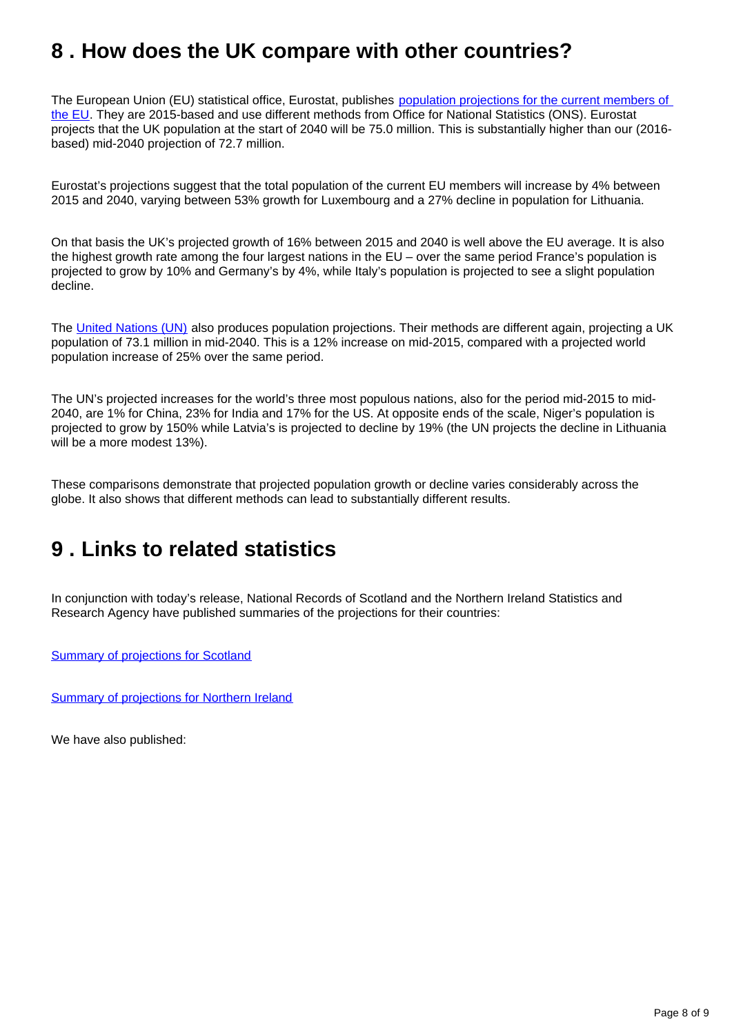## 8 . How does the UK compare with other countries?

The European Union (EU) statistical office, Eurostat, publishes [population projections for the current members of the EU](). They are 2015-based and use different methods from Office for National Statistics (ONS). Eurostat projects that the UK population at the start of 2040 will be 75.0 million. This is substantially higher than our (2016-based) mid-2040 projection of 72.7 million.

Eurostat's projections suggest that the total population of the current EU members will increase by 4% between 2015 and 2040, varying between 53% growth for Luxembourg and a 27% decline in population for Lithuania.

On that basis the UK's projected growth of 16% between 2015 and 2040 is well above the EU average. It is also the highest growth rate among the four largest nations in the EU – over the same period France's population is projected to grow by 10% and Germany's by 4%, while Italy's population is projected to see a slight population decline.

The [United Nations (UN)]() also produces population projections. Their methods are different again, projecting a UK population of 73.1 million in mid-2040. This is a 12% increase on mid-2015, compared with a projected world population increase of 25% over the same period.

The UN's projected increases for the world's three most populous nations, also for the period mid-2015 to mid-2040, are 1% for China, 23% for India and 17% for the US. At opposite ends of the scale, Niger's population is projected to grow by 150% while Latvia's is projected to decline by 19% (the UN projects the decline in Lithuania will be a more modest 13%).

These comparisons demonstrate that projected population growth or decline varies considerably across the globe. It also shows that different methods can lead to substantially different results.

## 9 . Links to related statistics

In conjunction with today's release, National Records of Scotland and the Northern Ireland Statistics and Research Agency have published summaries of the projections for their countries:

[Summary of projections for Scotland]()

[Summary of projections for Northern Ireland]()

We have also published: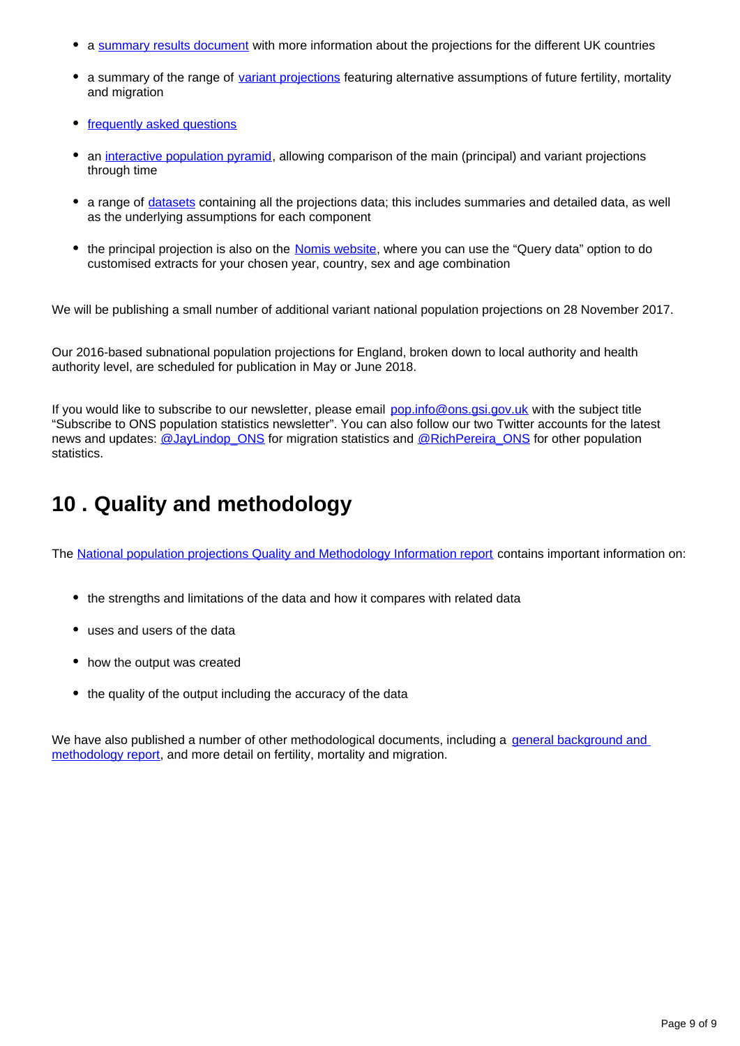- a summary results document with more information about the projections for the different UK countries
- a summary of the range of variant projections featuring alternative assumptions of future fertility, mortality and migration
- frequently asked questions
- an interactive population pyramid, allowing comparison of the main (principal) and variant projections through time
- a range of datasets containing all the projections data; this includes summaries and detailed data, as well as the underlying assumptions for each component
- the principal projection is also on the Nomis website, where you can use the "Query data" option to do customised extracts for your chosen year, country, sex and age combination

We will be publishing a small number of additional variant national population projections on 28 November 2017.

Our 2016-based subnational population projections for England, broken down to local authority and health authority level, are scheduled for publication in May or June 2018.

If you would like to subscribe to our newsletter, please email pop.info@ons.gsi.gov.uk with the subject title "Subscribe to ONS population statistics newsletter". You can also follow our two Twitter accounts for the latest news and updates: @JayLindop_ONS for migration statistics and @RichPereira_ONS for other population statistics.

## 10 . Quality and methodology

The National population projections Quality and Methodology Information report contains important information on:

- the strengths and limitations of the data and how it compares with related data
- uses and users of the data
- how the output was created
- the quality of the output including the accuracy of the data

We have also published a number of other methodological documents, including a general background and methodology report, and more detail on fertility, mortality and migration.